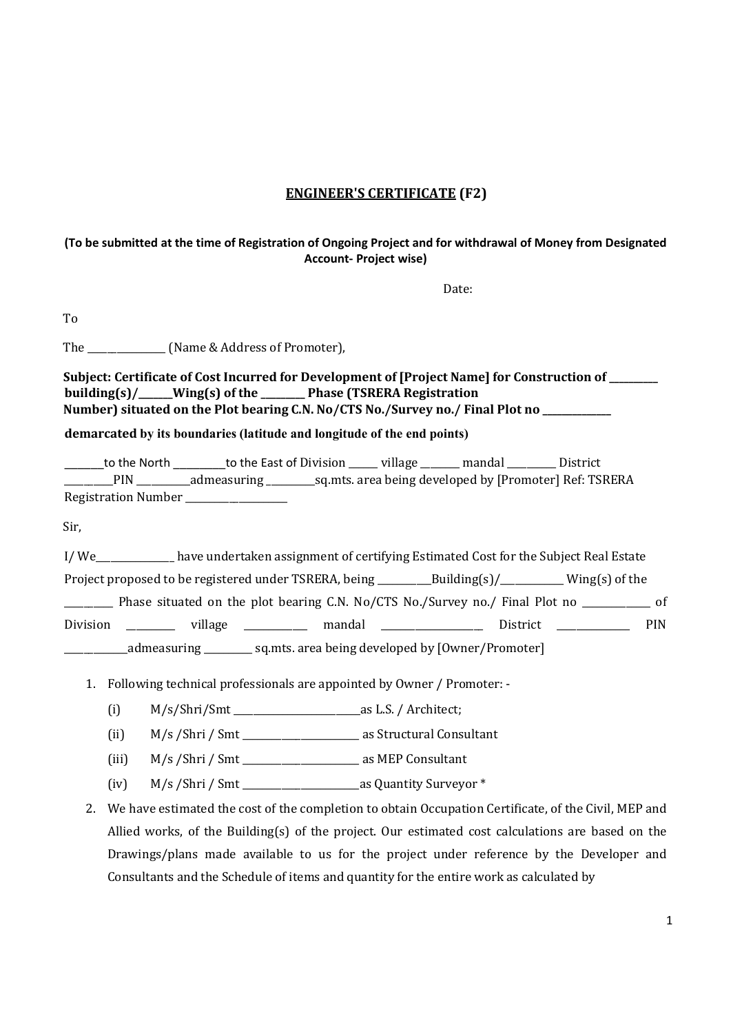## ENGINEER'S CERTIFICATE (F2)

**(To be submitted at the time of Registration of Ongoing Project and for withdrawal of Money from Designated Account- Project wise)**

Date:

To

The _______________ (Name & Address of Promoter),

**Subject: Certificate of Cost Incurred for Development of [Project Name] for Construction of _________ building(s)/______Wing(s) of the ________ Phase (TSRERA Registration Number) situated on the Plot bearing C.N. No/CTS No./Survey no./ Final Plot no _____________**

**demarcated by its boundaries (latitude and longitude of the end points)**

________to the North __________to the East of Division ______ village _______ mandal _________ District __________PIN ___________admeasuring __________sq.mts. area being developed by [Promoter] Ref: TSRERA Registration Number ____________________

Sir,

I/ We_______________ have undertaken assignment of certifying Estimated Cost for the Subject Real Estate Project proposed to be registered under TSRERA, being ___________Building(s)/____________ Wing(s) of the _________ Phase situated on the plot bearing C.N. No/CTS No./Survey no./ Final Plot no _____________ of Division _________ village ____________ mandal ____________________ District ______________ PIN ____________admeasuring _________ sq.mts. area being developed by [Owner/Promoter]

1. Following technical professionals are appointed by Owner / Promoter: -
   - (i) M/s/Shri/Smt _________________________as L.S. / Architect;
   - (ii) M/s /Shri / Smt _______________________ as Structural Consultant
   - (iii) M/s /Shri / Smt _______________________ as MEP Consultant
   - (iv) M/s /Shri / Smt _______________________as Quantity Surveyor *
2. We have estimated the cost of the completion to obtain Occupation Certificate, of the Civil, MEP and Allied works, of the Building(s) of the project. Our estimated cost calculations are based on the Drawings/plans made available to us for the project under reference by the Developer and Consultants and the Schedule of items and quantity for the entire work as calculated by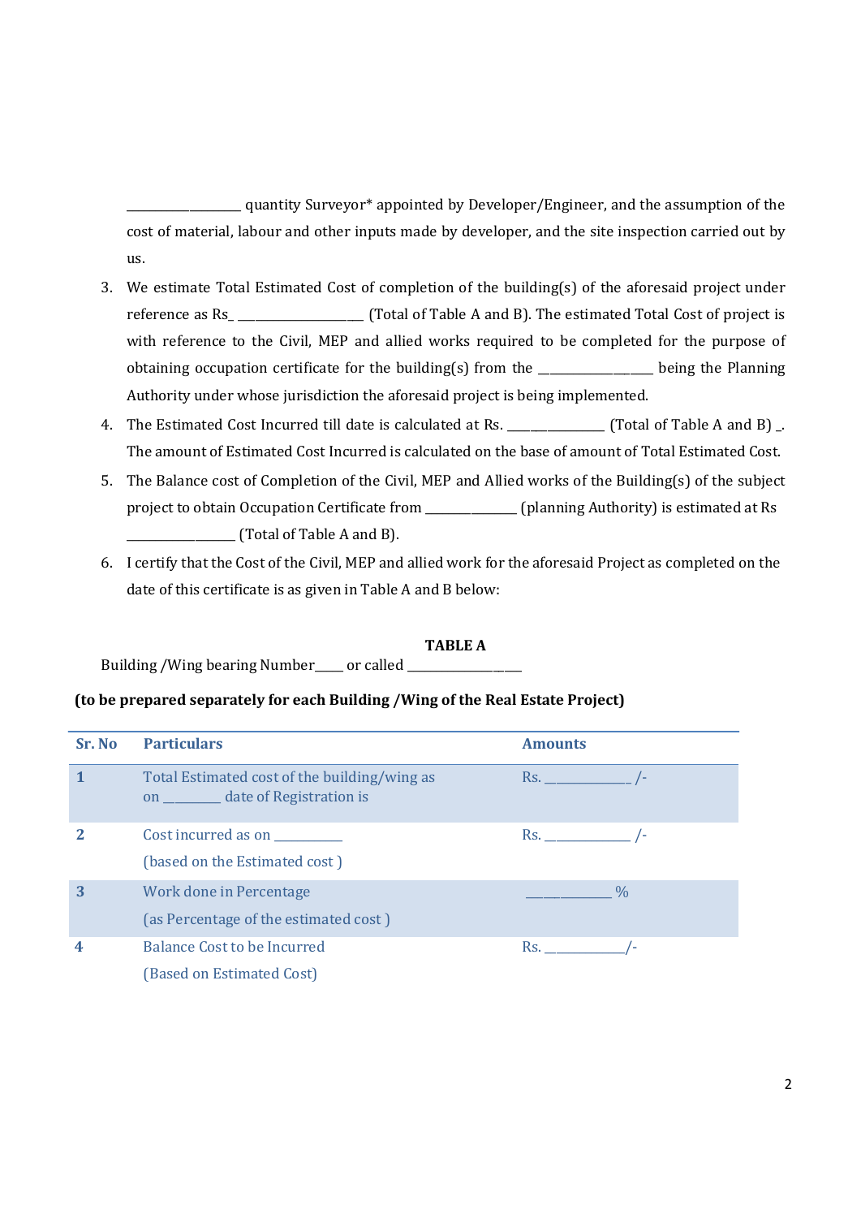_________________ quantity Surveyor* appointed by Developer/Engineer, and the assumption of the cost of material, labour and other inputs made by developer, and the site inspection carried out by us.

3. We estimate Total Estimated Cost of completion of the building(s) of the aforesaid project under reference as Rs_ __________________ (Total of Table A and B). The estimated Total Cost of project is with reference to the Civil, MEP and allied works required to be completed for the purpose of obtaining occupation certificate for the building(s) from the ________________ being the Planning Authority under whose jurisdiction the aforesaid project is being implemented.
4. The Estimated Cost Incurred till date is calculated at Rs. ______________ (Total of Table A and B) _. The amount of Estimated Cost Incurred is calculated on the base of amount of Total Estimated Cost.
5. The Balance cost of Completion of the Civil, MEP and Allied works of the Building(s) of the subject project to obtain Occupation Certificate from _____________ (planning Authority) is estimated at Rs _______________ (Total of Table A and B).
6. I certify that the Cost of the Civil, MEP and allied work for the aforesaid Project as completed on the date of this certificate is as given in Table A and B below:

**TABLE A**

Building /Wing bearing Number____ or called ________________

**(to be prepared separately for each Building /Wing of the Real Estate Project)**

| Sr. No | Particulars | Amounts |
|---|---|---|
| 1 | Total Estimated cost of the building/wing as on ________ date of Registration is | Rs. ____________ /- |
| 2 | Cost incurred as on __________ (based on the Estimated cost ) | Rs. ____________ /- |
| 3 | Work done in Percentage (as Percentage of the estimated cost ) | ____________ % |
| 4 | Balance Cost to be Incurred (Based on Estimated Cost) | Rs. ___________/- |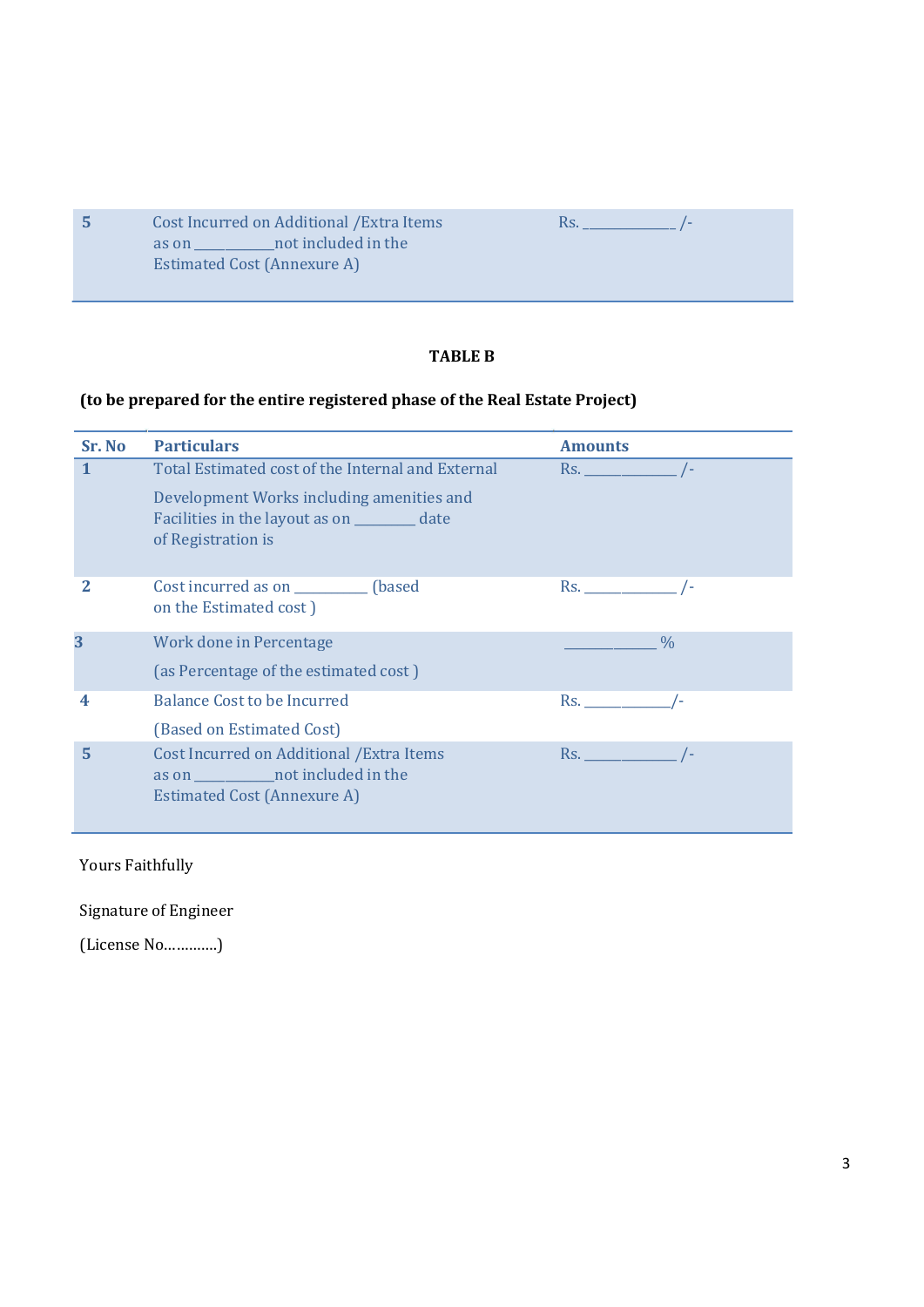| 5 | Cost Incurred on Additional /Extra Items as on __________not included in the Estimated Cost (Annexure A) | Rs. ____________ /- |
|---|---|---|

**TABLE B**

**(to be prepared for the entire registered phase of the Real Estate Project)**

| Sr. No | Particulars | Amounts |
|---|---|---|
| 1 | Total Estimated cost of the Internal and External Development Works including amenities and Facilities in the layout as on ________ date of Registration is | Rs. ____________ /- |
| 2 | Cost incurred as on _________ (based on the Estimated cost ) | Rs. ____________ /- |
| 3 | Work done in Percentage (as Percentage of the estimated cost ) | ____________ % |
| 4 | Balance Cost to be Incurred (Based on Estimated Cost) | Rs. ____________/- |
| 5 | Cost Incurred on Additional /Extra Items as on __________not included in the Estimated Cost (Annexure A) | Rs. ____________ /- |

Yours Faithfully

Signature of Engineer

(License No…………)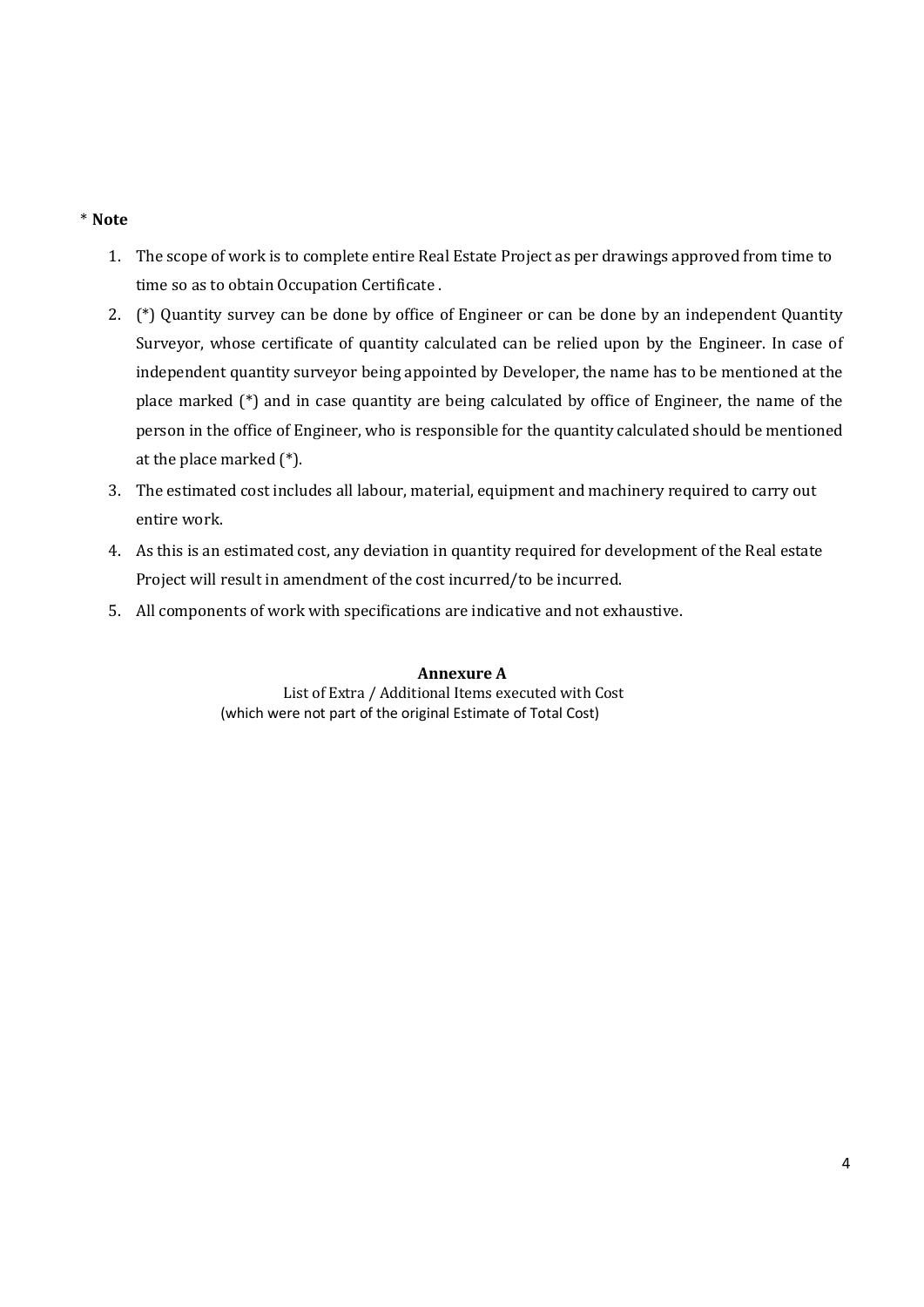\* **Note**

1. The scope of work is to complete entire Real Estate Project as per drawings approved from time to time so as to obtain Occupation Certificate .
2. (*) Quantity survey can be done by office of Engineer or can be done by an independent Quantity Surveyor, whose certificate of quantity calculated can be relied upon by the Engineer. In case of independent quantity surveyor being appointed by Developer, the name has to be mentioned at the place marked (*) and in case quantity are being calculated by office of Engineer, the name of the person in the office of Engineer, who is responsible for the quantity calculated should be mentioned at the place marked (*).
3. The estimated cost includes all labour, material, equipment and machinery required to carry out entire work.
4. As this is an estimated cost, any deviation in quantity required for development of the Real estate Project will result in amendment of the cost incurred/to be incurred.
5. All components of work with specifications are indicative and not exhaustive.

**Annexure A**

List of Extra / Additional Items executed with Cost
(which were not part of the original Estimate of Total Cost)